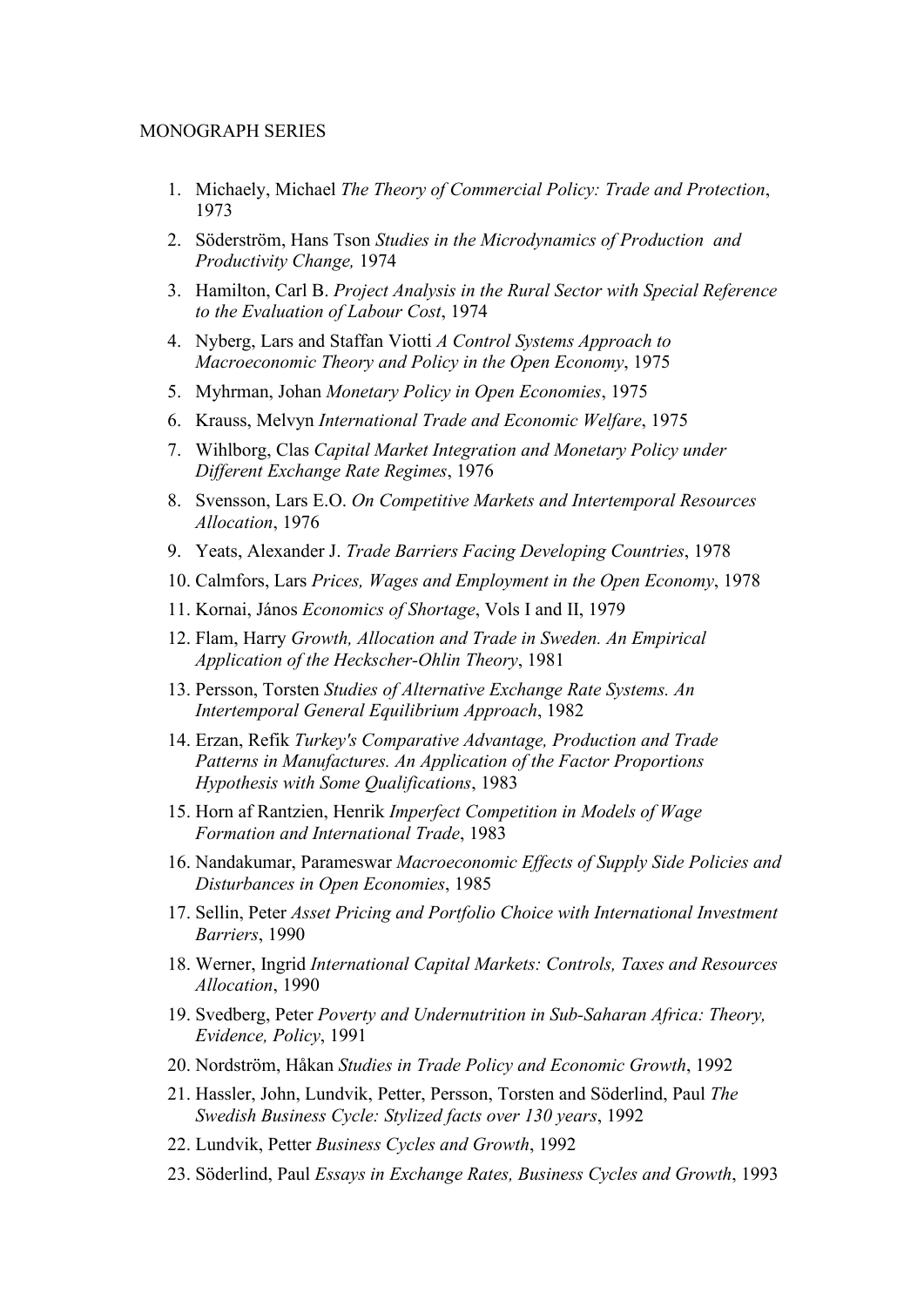MONOGRAPH SERIES

1. Michaely, Michael *The Theory of Commercial Policy: Trade and Protection*, 1973
2. Söderström, Hans Tson *Studies in the Microdynamics of Production and Productivity Change,* 1974
3. Hamilton, Carl B. *Project Analysis in the Rural Sector with Special Reference to the Evaluation of Labour Cost*, 1974
4. Nyberg, Lars and Staffan Viotti *A Control Systems Approach to Macroeconomic Theory and Policy in the Open Economy*, 1975
5. Myhrman, Johan *Monetary Policy in Open Economies*, 1975
6. Krauss, Melvyn *International Trade and Economic Welfare*, 1975
7. Wihlborg, Clas *Capital Market Integration and Monetary Policy under Different Exchange Rate Regimes*, 1976
8. Svensson, Lars E.O. *On Competitive Markets and Intertemporal Resources Allocation*, 1976
9. Yeats, Alexander J. *Trade Barriers Facing Developing Countries*, 1978
10. Calmfors, Lars *Prices, Wages and Employment in the Open Economy*, 1978
11. Kornai, János *Economics of Shortage*, Vols I and II, 1979
12. Flam, Harry *Growth, Allocation and Trade in Sweden. An Empirical Application of the Heckscher-Ohlin Theory*, 1981
13. Persson, Torsten *Studies of Alternative Exchange Rate Systems. An Intertemporal General Equilibrium Approach*, 1982
14. Erzan, Refik *Turkey's Comparative Advantage, Production and Trade Patterns in Manufactures. An Application of the Factor Proportions Hypothesis with Some Qualifications*, 1983
15. Horn af Rantzien, Henrik *Imperfect Competition in Models of Wage Formation and International Trade*, 1983
16. Nandakumar, Parameswar *Macroeconomic Effects of Supply Side Policies and Disturbances in Open Economies*, 1985
17. Sellin, Peter *Asset Pricing and Portfolio Choice with International Investment Barriers*, 1990
18. Werner, Ingrid *International Capital Markets: Controls, Taxes and Resources Allocation*, 1990
19. Svedberg, Peter *Poverty and Undernutrition in Sub-Saharan Africa: Theory, Evidence, Policy*, 1991
20. Nordström, Håkan *Studies in Trade Policy and Economic Growth*, 1992
21. Hassler, John, Lundvik, Petter, Persson, Torsten and Söderlind, Paul *The Swedish Business Cycle: Stylized facts over 130 years*, 1992
22. Lundvik, Petter *Business Cycles and Growth*, 1992
23. Söderlind, Paul *Essays in Exchange Rates, Business Cycles and Growth*, 1993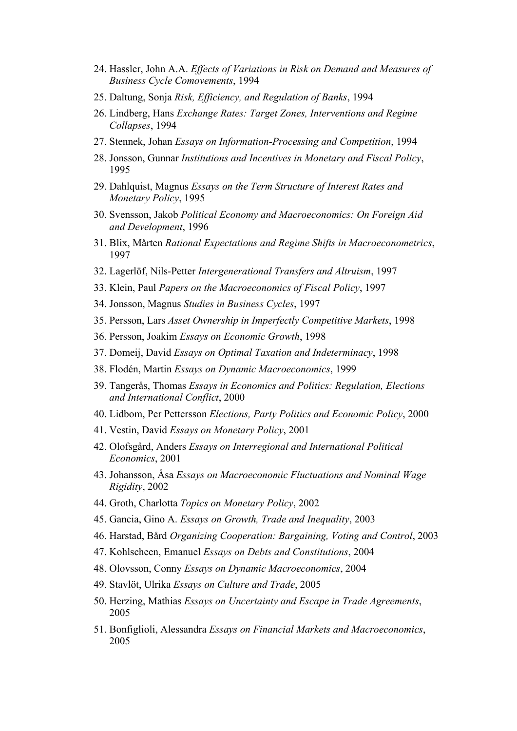24. Hassler, John A.A. *Effects of Variations in Risk on Demand and Measures of Business Cycle Comovements*, 1994
25. Daltung, Sonja *Risk, Efficiency, and Regulation of Banks*, 1994
26. Lindberg, Hans *Exchange Rates: Target Zones, Interventions and Regime Collapses*, 1994
27. Stennek, Johan *Essays on Information-Processing and Competition*, 1994
28. Jonsson, Gunnar *Institutions and Incentives in Monetary and Fiscal Policy*, 1995
29. Dahlquist, Magnus *Essays on the Term Structure of Interest Rates and Monetary Policy*, 1995
30. Svensson, Jakob *Political Economy and Macroeconomics: On Foreign Aid and Development*, 1996
31. Blix, Mårten *Rational Expectations and Regime Shifts in Macroeconometrics*, 1997
32. Lagerlöf, Nils-Petter *Intergenerational Transfers and Altruism*, 1997
33. Klein, Paul *Papers on the Macroeconomics of Fiscal Policy*, 1997
34. Jonsson, Magnus *Studies in Business Cycles*, 1997
35. Persson, Lars *Asset Ownership in Imperfectly Competitive Markets*, 1998
36. Persson, Joakim *Essays on Economic Growth*, 1998
37. Domeij, David *Essays on Optimal Taxation and Indeterminacy*, 1998
38. Flodén, Martin *Essays on Dynamic Macroeconomics*, 1999
39. Tangerås, Thomas *Essays in Economics and Politics: Regulation, Elections and International Conflict*, 2000
40. Lidbom, Per Pettersson *Elections, Party Politics and Economic Policy*, 2000
41. Vestin, David *Essays on Monetary Policy*, 2001
42. Olofsgård, Anders *Essays on Interregional and International Political Economics*, 2001
43. Johansson, Åsa *Essays on Macroeconomic Fluctuations and Nominal Wage Rigidity*, 2002
44. Groth, Charlotta *Topics on Monetary Policy*, 2002
45. Gancia, Gino A. *Essays on Growth, Trade and Inequality*, 2003
46. Harstad, Bård *Organizing Cooperation: Bargaining, Voting and Control*, 2003
47. Kohlscheen, Emanuel *Essays on Debts and Constitutions*, 2004
48. Olovsson, Conny *Essays on Dynamic Macroeconomics*, 2004
49. Stavlöt, Ulrika *Essays on Culture and Trade*, 2005
50. Herzing, Mathias *Essays on Uncertainty and Escape in Trade Agreements*, 2005
51. Bonfiglioli, Alessandra *Essays on Financial Markets and Macroeconomics*, 2005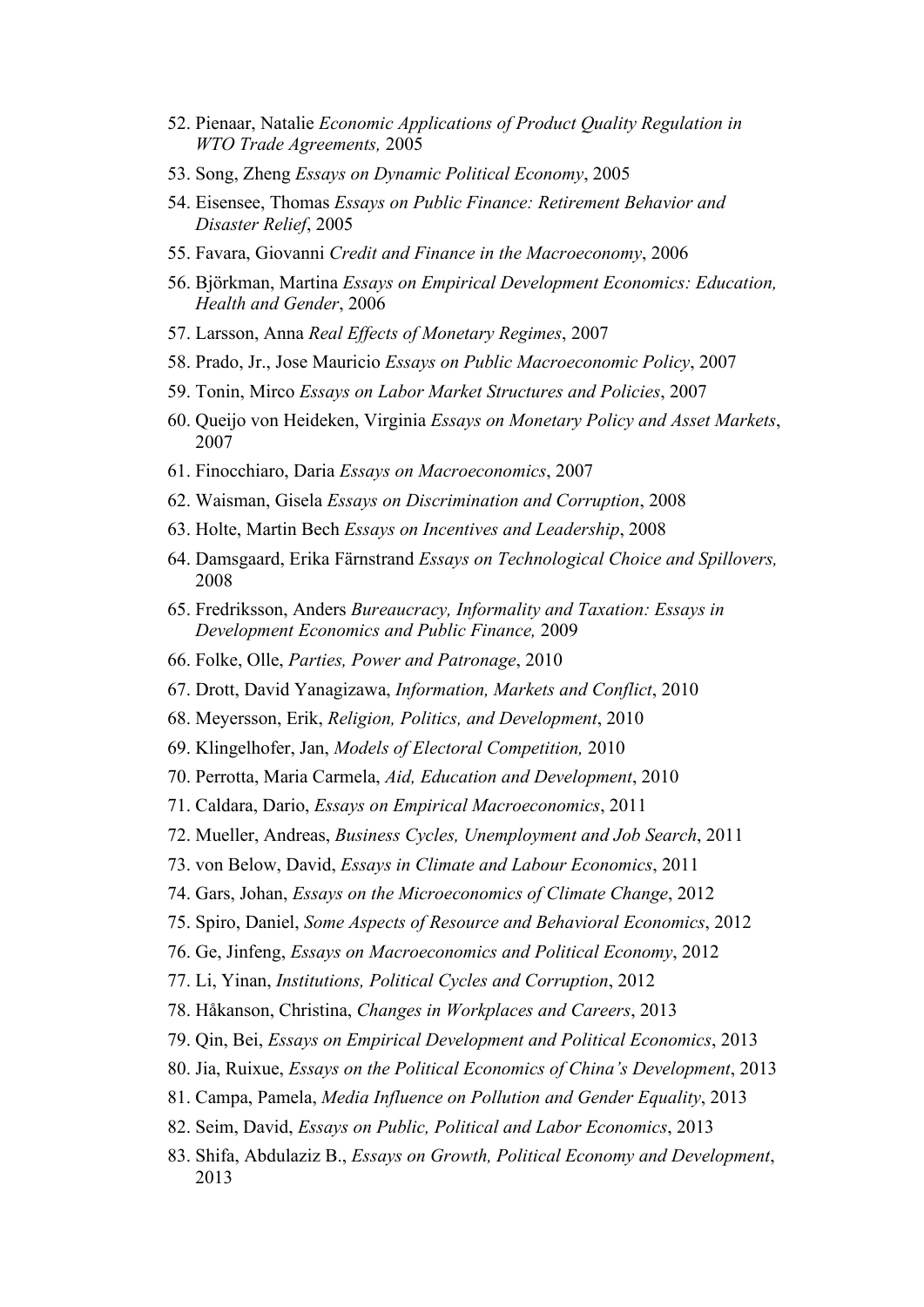52. Pienaar, Natalie *Economic Applications of Product Quality Regulation in WTO Trade Agreements,* 2005
53. Song, Zheng *Essays on Dynamic Political Economy*, 2005
54. Eisensee, Thomas *Essays on Public Finance: Retirement Behavior and Disaster Relief*, 2005
55. Favara, Giovanni *Credit and Finance in the Macroeconomy*, 2006
56. Björkman, Martina *Essays on Empirical Development Economics: Education, Health and Gender*, 2006
57. Larsson, Anna *Real Effects of Monetary Regimes*, 2007
58. Prado, Jr., Jose Mauricio *Essays on Public Macroeconomic Policy*, 2007
59. Tonin, Mirco *Essays on Labor Market Structures and Policies*, 2007
60. Queijo von Heideken, Virginia *Essays on Monetary Policy and Asset Markets*, 2007
61. Finocchiaro, Daria *Essays on Macroeconomics*, 2007
62. Waisman, Gisela *Essays on Discrimination and Corruption*, 2008
63. Holte, Martin Bech *Essays on Incentives and Leadership*, 2008
64. Damsgaard, Erika Färnstrand *Essays on Technological Choice and Spillovers,* 2008
65. Fredriksson, Anders *Bureaucracy, Informality and Taxation: Essays in Development Economics and Public Finance,* 2009
66. Folke, Olle, *Parties, Power and Patronage*, 2010
67. Drott, David Yanagizawa, *Information, Markets and Conflict*, 2010
68. Meyersson, Erik, *Religion, Politics, and Development*, 2010
69. Klingelhofer, Jan, *Models of Electoral Competition,* 2010
70. Perrotta, Maria Carmela, *Aid, Education and Development*, 2010
71. Caldara, Dario, *Essays on Empirical Macroeconomics*, 2011
72. Mueller, Andreas, *Business Cycles, Unemployment and Job Search*, 2011
73. von Below, David, *Essays in Climate and Labour Economics*, 2011
74. Gars, Johan, *Essays on the Microeconomics of Climate Change*, 2012
75. Spiro, Daniel, *Some Aspects of Resource and Behavioral Economics*, 2012
76. Ge, Jinfeng, *Essays on Macroeconomics and Political Economy*, 2012
77. Li, Yinan, *Institutions, Political Cycles and Corruption*, 2012
78. Håkanson, Christina, *Changes in Workplaces and Careers*, 2013
79. Qin, Bei, *Essays on Empirical Development and Political Economics*, 2013
80. Jia, Ruixue, *Essays on the Political Economics of China's Development*, 2013
81. Campa, Pamela, *Media Influence on Pollution and Gender Equality*, 2013
82. Seim, David, *Essays on Public, Political and Labor Economics*, 2013
83. Shifa, Abdulaziz B., *Essays on Growth, Political Economy and Development*, 2013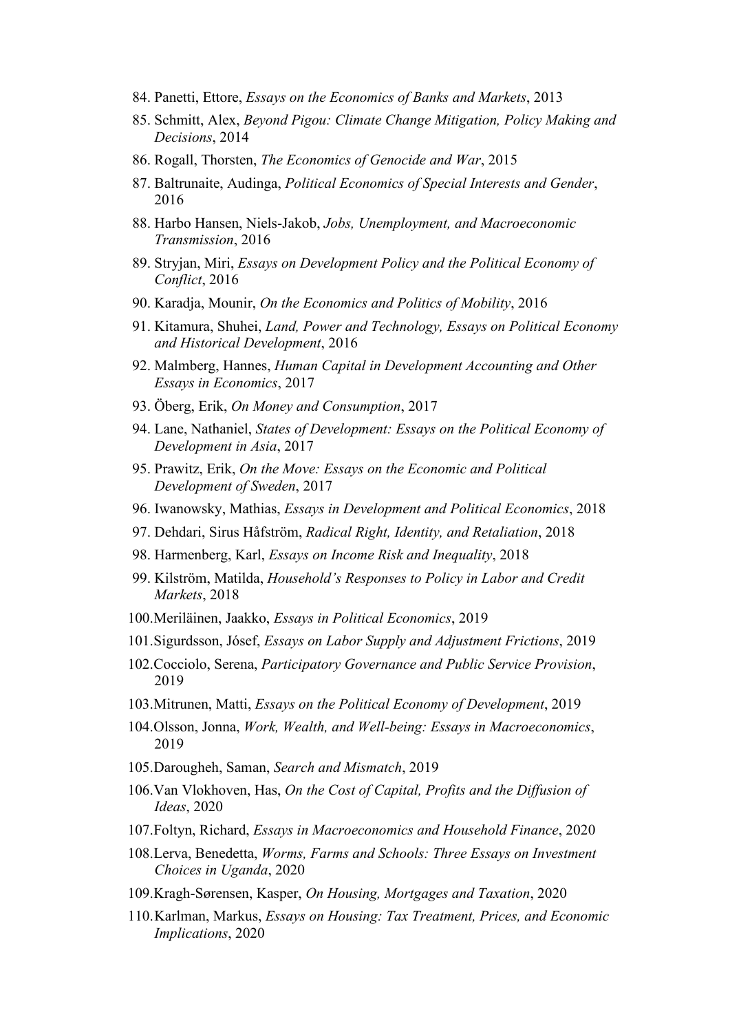84. Panetti, Ettore, *Essays on the Economics of Banks and Markets*, 2013
85. Schmitt, Alex, *Beyond Pigou: Climate Change Mitigation, Policy Making and Decisions*, 2014
86. Rogall, Thorsten, *The Economics of Genocide and War*, 2015
87. Baltrunaite, Audinga, *Political Economics of Special Interests and Gender*, 2016
88. Harbo Hansen, Niels-Jakob, *Jobs, Unemployment, and Macroeconomic Transmission*, 2016
89. Stryjan, Miri, *Essays on Development Policy and the Political Economy of Conflict*, 2016
90. Karadja, Mounir, *On the Economics and Politics of Mobility*, 2016
91. Kitamura, Shuhei, *Land, Power and Technology, Essays on Political Economy and Historical Development*, 2016
92. Malmberg, Hannes, *Human Capital in Development Accounting and Other Essays in Economics*, 2017
93. Öberg, Erik, *On Money and Consumption*, 2017
94. Lane, Nathaniel, *States of Development: Essays on the Political Economy of Development in Asia*, 2017
95. Prawitz, Erik, *On the Move: Essays on the Economic and Political Development of Sweden*, 2017
96. Iwanowsky, Mathias, *Essays in Development and Political Economics*, 2018
97. Dehdari, Sirus Håfström, *Radical Right, Identity, and Retaliation*, 2018
98. Harmenberg, Karl, *Essays on Income Risk and Inequality*, 2018
99. Kilström, Matilda, *Household's Responses to Policy in Labor and Credit Markets*, 2018
100. Meriläinen, Jaakko, *Essays in Political Economics*, 2019
101. Sigurdsson, Jósef, *Essays on Labor Supply and Adjustment Frictions*, 2019
102. Cocciolo, Serena, *Participatory Governance and Public Service Provision*, 2019
103. Mitrunen, Matti, *Essays on the Political Economy of Development*, 2019
104. Olsson, Jonna, *Work, Wealth, and Well-being: Essays in Macroeconomics*, 2019
105. Darougheh, Saman, *Search and Mismatch*, 2019
106. Van Vlokhoven, Has, *On the Cost of Capital, Profits and the Diffusion of Ideas*, 2020
107. Foltyn, Richard, *Essays in Macroeconomics and Household Finance*, 2020
108. Lerva, Benedetta, *Worms, Farms and Schools: Three Essays on Investment Choices in Uganda*, 2020
109. Kragh-Sørensen, Kasper, *On Housing, Mortgages and Taxation*, 2020
110. Karlman, Markus, *Essays on Housing: Tax Treatment, Prices, and Economic Implications*, 2020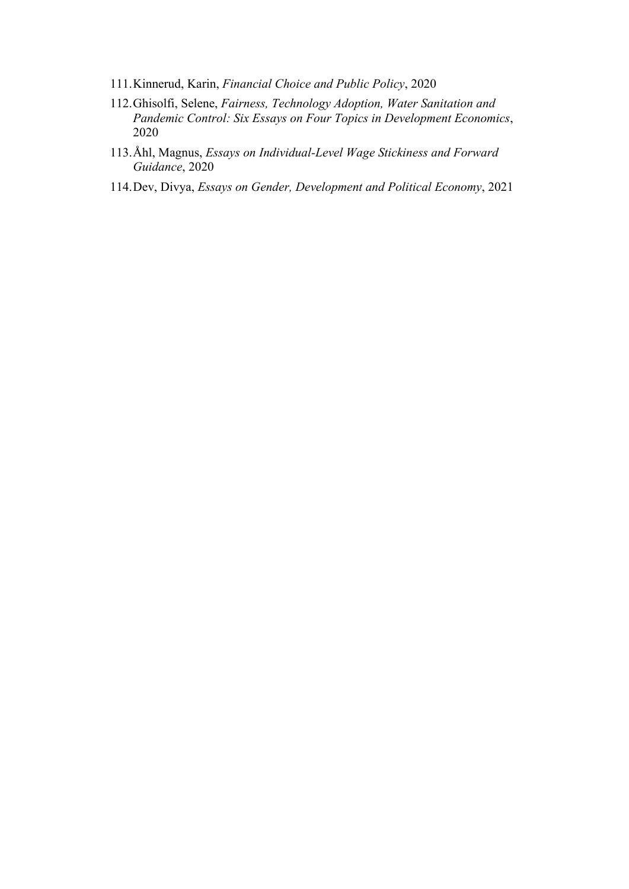111. Kinnerud, Karin, *Financial Choice and Public Policy*, 2020
112. Ghisolfi, Selene, *Fairness, Technology Adoption, Water Sanitation and Pandemic Control: Six Essays on Four Topics in Development Economics*, 2020
113. Åhl, Magnus, *Essays on Individual-Level Wage Stickiness and Forward Guidance*, 2020
114. Dev, Divya, *Essays on Gender, Development and Political Economy*, 2021